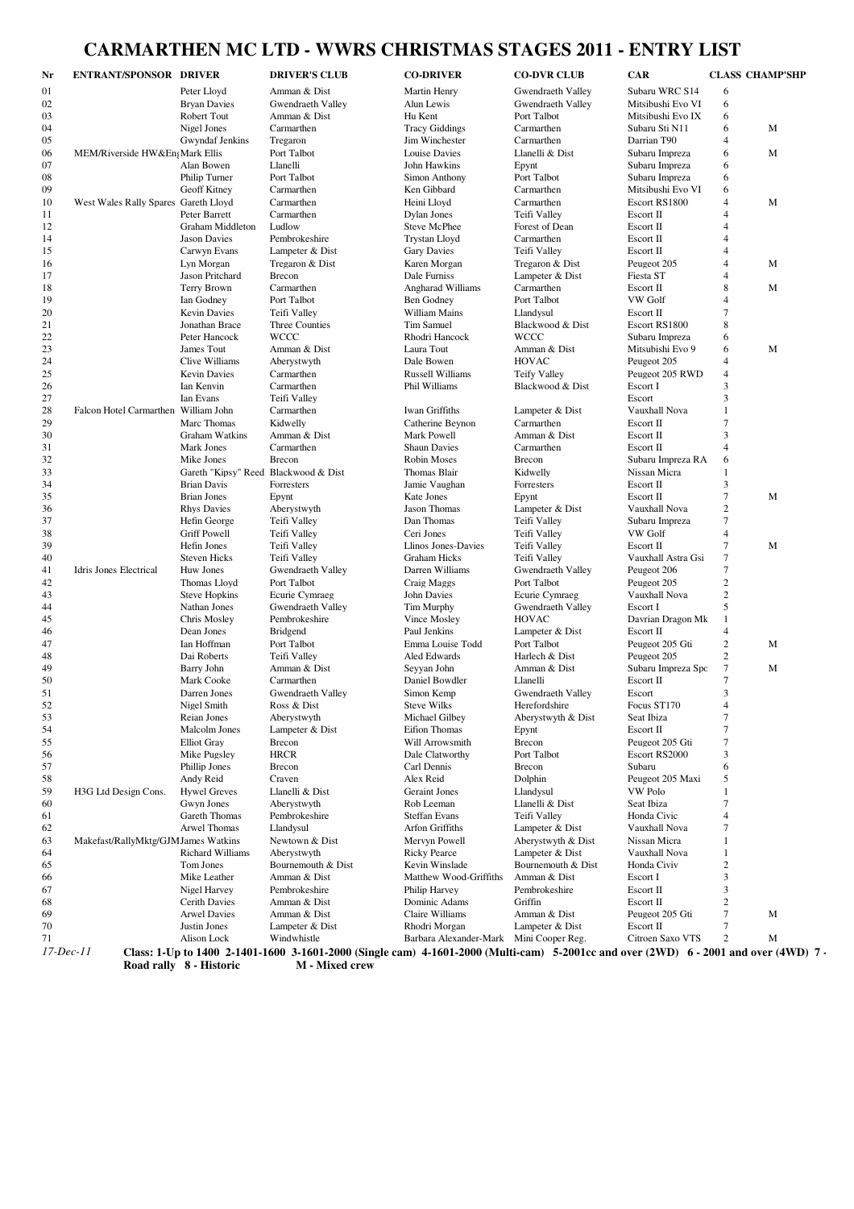# CARMARTHEN MC LTD - WWRS CHRISTMAS STAGES 2011 - ENTRY LIST

| Nr | ENTRANT/SPONSOR | DRIVER | DRIVER'S CLUB | CO-DRIVER | CO-DVR CLUB | CAR | CLASS | CHAMP'SHP |
|---|---|---|---|---|---|---|---|---|
| 01 | | Peter Lloyd | Amman & Dist | Martin Henry | Gwendraeth Valley | Subaru WRC S14 | 6 | |
| 02 | | Bryan Davies | Gwendraeth Valley | Alun Lewis | Gwendraeth Valley | Mitsibushi Evo VI | 6 | |
| 03 | | Robert Tout | Amman & Dist | Hu Kent | Port Talbot | Mitsibushi Evo IX | 6 | |
| 04 | | Nigel Jones | Carmarthen | Tracy Giddings | Carmarthen | Subaru Sti N11 | 6 | M |
| 05 | | Gwyndaf Jenkins | Tregaron | Jim Winchester | Carmarthen | Darrian T90 | 4 | |
| 06 | MEM/Riverside HW&Eng | Mark Ellis | Port Talbot | Louise Davies | Llanelli & Dist | Subaru Impreza | 6 | M |
| 07 | | Alan Bowen | Llanelli | John Hawkins | Epynt | Subaru Impreza | 6 | |
| 08 | | Philip Turner | Port Talbot | Simon Anthony | Port Talbot | Subaru Impreza | 6 | |
| 09 | | Geoff Kitney | Carmarthen | Ken Gibbard | Carmarthen | Mitsibushi Evo VI | 6 | |
| 10 | West Wales Rally Spares | Gareth Lloyd | Carmarthen | Heini Lloyd | Carmarthen | Escort RS1800 | 4 | M |
| 11 | | Peter Barrett | Carmarthen | Dylan Jones | Teifi Valley | Escort II | 4 | |
| 12 | | Graham Middleton | Ludlow | Steve McPhee | Forest of Dean | Escort II | 4 | |
| 14 | | Jason Davies | Pembrokeshire | Trystan Lloyd | Carmarthen | Escort II | 4 | |
| 15 | | Carwyn Evans | Lampeter & Dist | Gary Davies | Teifi Valley | Escort II | 4 | |
| 16 | | Lyn Morgan | Tregaron & Dist | Karen Morgan | Tregaron & Dist | Peugeot 205 | 4 | M |
| 17 | | Jason Pritchard | Brecon | Dale Furniss | Lampeter & Dist | Fiesta ST | 4 | |
| 18 | | Terry Brown | Carmarthen | Angharad Williams | Carmarthen | Escort II | 8 | M |
| 19 | | Ian Godney | Port Talbot | Ben Godney | Port Talbot | VW Golf | 4 | |
| 20 | | Kevin Davies | Teifi Valley | William Mains | Llandysul | Escort II | 7 | |
| 21 | | Jonathan Brace | Three Counties | Tim Samuel | Blackwood & Dist | Escort RS1800 | 8 | |
| 22 | | Peter Hancock | WCCC | Rhodri Hancock | WCCC | Subaru Impreza | 6 | |
| 23 | | James Tout | Amman & Dist | Laura Tout | Amman & Dist | Mitsubishi Evo 9 | 6 | M |
| 24 | | Clive Williams | Aberystwyth | Dale Bowen | HOVAC | Peugeot 205 | 4 | |
| 25 | | Kevin Davies | Carmarthen | Russell Williams | Teify Valley | Peugeot 205 RWD | 4 | |
| 26 | | Ian Kenvin | Carmarthen | Phil Williams | Blackwood & Dist | Escort I | 3 | |
| 27 | | Ian Evans | Teifi Valley | | | Escort | 3 | |
| 28 | Falcon Hotel Carmarthen | William John | Carmarthen | Iwan Griffiths | Lampeter & Dist | Vauxhall Nova | 1 | |
| 29 | | Marc Thomas | Kidwelly | Catherine Beynon | Carmarthen | Escort II | 7 | |
| 30 | | Graham Watkins | Amman & Dist | Mark Powell | Amman & Dist | Escort II | 3 | |
| 31 | | Mark Jones | Carmarthen | Shaun Davies | Carmarthen | Escort II | 4 | |
| 32 | | Mike Jones | Brecon | Robin Moses | Brecon | Subaru Impreza RA | 6 | |
| 33 | | Gareth "Kipsy" Reed | Blackwood & Dist | Thomas Blair | Kidwelly | Nissan Micra | 1 | |
| 34 | | Brian Davis | Forresters | Jamie Vaughan | Forresters | Escort II | 3 | |
| 35 | | Brian Jones | Epynt | Kate Jones | Epynt | Escort II | 7 | M |
| 36 | | Rhys Davies | Aberystwyth | Jason Thomas | Lampeter & Dist | Vauxhall Nova | 2 | |
| 37 | | Hefin George | Teifi Valley | Dan Thomas | Teifi Valley | Subaru Impreza | 7 | |
| 38 | | Griff Powell | Teifi Valley | Ceri Jones | Teifi Valley | VW Golf | 4 | |
| 39 | | Hefin Jones | Teifi Valley | Llinos Jones-Davies | Teifi Valley | Escort II | 7 | M |
| 40 | | Steven Hicks | Teifi Valley | Graham Hicks | Teifi Valley | Vauxhall Astra Gsi | 7 | |
| 41 | Idris Jones Electrical | Huw Jones | Gwendraeth Valley | Darren Williams | Gwendraeth Valley | Peugeot 206 | 7 | |
| 42 | | Thomas Lloyd | Port Talbot | Craig Maggs | Port Talbot | Peugeot 205 | 2 | |
| 43 | | Steve Hopkins | Ecurie Cymraeg | John Davies | Ecurie Cymraeg | Vauxhall Nova | 2 | |
| 44 | | Nathan Jones | Gwendraeth Valley | Tim Murphy | Gwendraeth Valley | Escort I | 5 | |
| 45 | | Chris Mosley | Pembrokeshire | Vince Mosley | HOVAC | Davrian Dragon Mk | 1 | |
| 46 | | Dean Jones | Bridgend | Paul Jenkins | Lampeter & Dist | Escort II | 4 | |
| 47 | | Ian Hoffman | Port Talbot | Emma Louise Todd | Port Talbot | Peugeot 205 Gti | 2 | M |
| 48 | | Dai Roberts | Teifi Valley | Aled Edwards | Harlech & Dist | Peugeot 205 | 2 | |
| 49 | | Barry John | Amman & Dist | Seyyan John | Amman & Dist | Subaru Impreza Spc | 7 | M |
| 50 | | Mark Cooke | Carmarthen | Daniel Bowdler | Llanelli | Escort II | 7 | |
| 51 | | Darren Jones | Gwendraeth Valley | Simon Kemp | Gwendraeth Valley | Escort | 3 | |
| 52 | | Nigel Smith | Ross & Dist | Steve Wilks | Herefordshire | Focus ST170 | 4 | |
| 53 | | Reian Jones | Aberystwyth | Michael Gilbey | Aberystwyth & Dist | Seat Ibiza | 7 | |
| 54 | | Malcolm Jones | Lampeter & Dist | Eifion Thomas | Epynt | Escort II | 7 | |
| 55 | | Elliot Gray | Brecon | Will Arrowsmith | Brecon | Peugeot 205 Gti | 7 | |
| 56 | | Mike Pugsley | HRCR | Dale Clatworthy | Port Talbot | Escort RS2000 | 3 | |
| 57 | | Phillip Jones | Brecon | Carl Dennis | Brecon | Subaru | 6 | |
| 58 | | Andy Reid | Craven | Alex Reid | Dolphin | Peugeot 205 Maxi | 5 | |
| 59 | H3G Ltd Design Cons. | Hywel Greves | Llanelli & Dist | Geraint Jones | Llandysul | VW Polo | 1 | |
| 60 | | Gwyn Jones | Aberystwyth | Rob Leeman | Llanelli & Dist | Seat Ibiza | 7 | |
| 61 | | Gareth Thomas | Pembrokeshire | Steffan Evans | Teifi Valley | Honda Civic | 4 | |
| 62 | | Arwel Thomas | Llandysul | Arfon Griffiths | Lampeter & Dist | Vauxhall Nova | 7 | |
| 63 | Makefast/RallyMktg/GJM | James Watkins | Newtown & Dist | Mervyn Powell | Aberystwyth & Dist | Nissan Micra | 1 | |
| 64 | | Richard Williams | Aberystwyth | Ricky Pearce | Lampeter & Dist | Vauxhall Nova | 1 | |
| 65 | | Tom Jones | Bournemouth & Dist | Kevin Winslade | Bournemouth & Dist | Honda Civiv | 2 | |
| 66 | | Mike Leather | Amman & Dist | Matthew Wood-Griffiths | Amman & Dist | Escort I | 3 | |
| 67 | | Nigel Harvey | Pembrokeshire | Philip Harvey | Pembrokeshire | Escort II | 3 | |
| 68 | | Cerith Davies | Amman & Dist | Dominic Adams | Griffin | Escort II | 2 | |
| 69 | | Arwel Davies | Amman & Dist | Claire Williams | Amman & Dist | Peugeot 205 Gti | 7 | M |
| 70 | | Justin Jones | Lampeter & Dist | Rhodri Morgan | Lampeter & Dist | Escort II | 7 | |
| 71 | | Alison Lock | Windwhistle | Barbara Alexander-Mark | Mini Cooper Reg. | Citroen Saxo VTS | 2 | M |

*17-Dec-11* **Class: 1-Up to 1400 2-1401-1600 3-1601-2000 (Single cam) 4-1601-2000 (Multi-cam) 5-2001cc and over (2WD) 6 - 2001 and over (4WD) 7 - Road rally 8 - Historic M - Mixed crew**